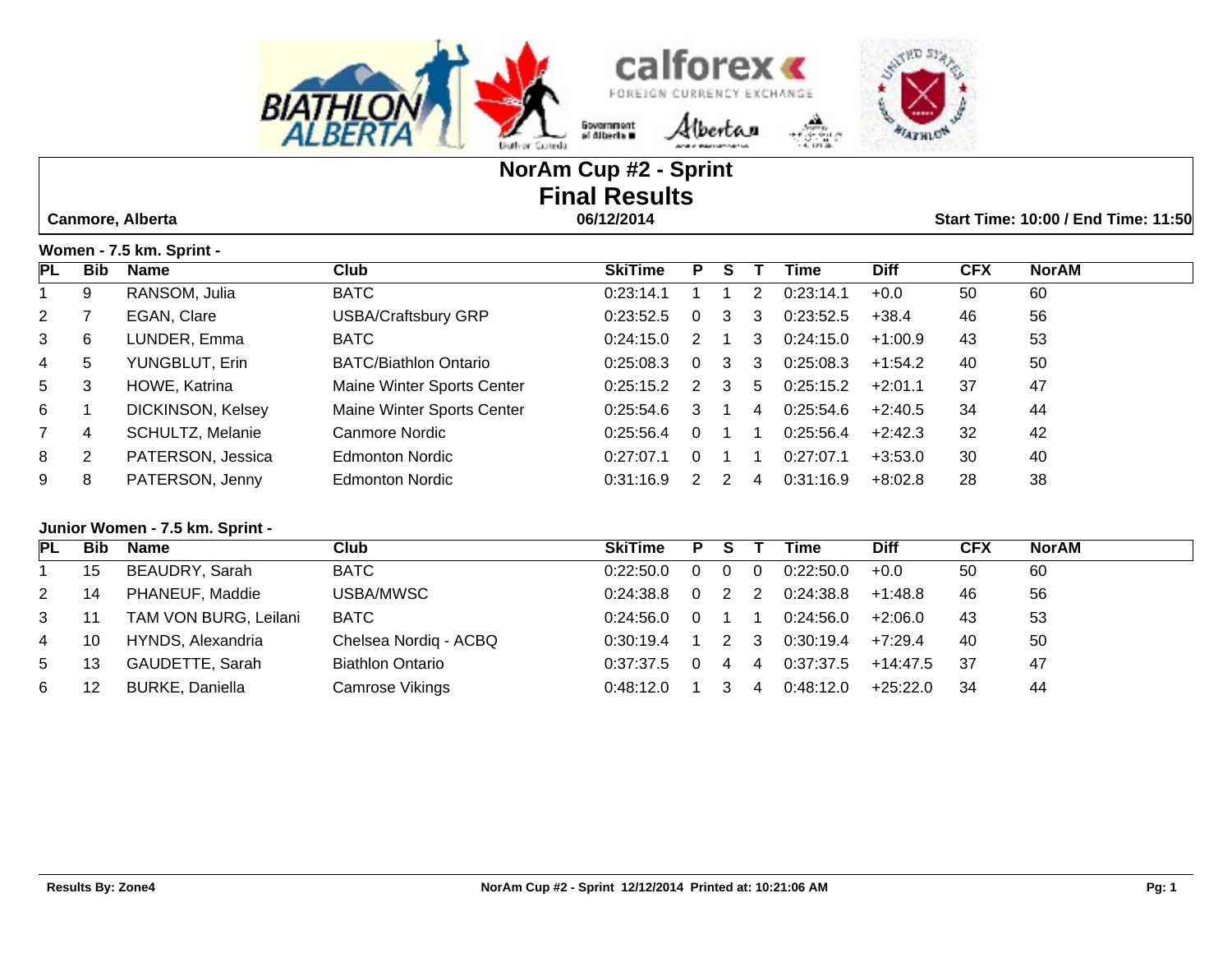# NorAm Cup #2 - Sprint

## Final Results

**Canmore, Alberta** — **06/12/2014** — **Start Time: 10:00 / End Time: 11:50**

### Women - 7.5 km. Sprint -

| PL | Bib | Name | Club | SkiTime | P | S | T | Time | Diff | CFX | NorAM |
|---|---|---|---|---|---|---|---|---|---|---|---|
| 1 | 9 | RANSOM, Julia | BATC | 0:23:14.1 | 1 | 1 | 2 | 0:23:14.1 | +0.0 | 50 | 60 |
| 2 | 7 | EGAN, Clare | USBA/Craftsbury GRP | 0:23:52.5 | 0 | 3 | 3 | 0:23:52.5 | +38.4 | 46 | 56 |
| 3 | 6 | LUNDER, Emma | BATC | 0:24:15.0 | 2 | 1 | 3 | 0:24:15.0 | +1:00.9 | 43 | 53 |
| 4 | 5 | YUNGBLUT, Erin | BATC/Biathlon Ontario | 0:25:08.3 | 0 | 3 | 3 | 0:25:08.3 | +1:54.2 | 40 | 50 |
| 5 | 3 | HOWE, Katrina | Maine Winter Sports Center | 0:25:15.2 | 2 | 3 | 5 | 0:25:15.2 | +2:01.1 | 37 | 47 |
| 6 | 1 | DICKINSON, Kelsey | Maine Winter Sports Center | 0:25:54.6 | 3 | 1 | 4 | 0:25:54.6 | +2:40.5 | 34 | 44 |
| 7 | 4 | SCHULTZ, Melanie | Canmore Nordic | 0:25:56.4 | 0 | 1 | 1 | 0:25:56.4 | +2:42.3 | 32 | 42 |
| 8 | 2 | PATERSON, Jessica | Edmonton Nordic | 0:27:07.1 | 0 | 1 | 1 | 0:27:07.1 | +3:53.0 | 30 | 40 |
| 9 | 8 | PATERSON, Jenny | Edmonton Nordic | 0:31:16.9 | 2 | 2 | 4 | 0:31:16.9 | +8:02.8 | 28 | 38 |

### Junior Women - 7.5 km. Sprint -

| PL | Bib | Name | Club | SkiTime | P | S | T | Time | Diff | CFX | NorAM |
|---|---|---|---|---|---|---|---|---|---|---|---|
| 1 | 15 | BEAUDRY, Sarah | BATC | 0:22:50.0 | 0 | 0 | 0 | 0:22:50.0 | +0.0 | 50 | 60 |
| 2 | 14 | PHANEUF, Maddie | USBA/MWSC | 0:24:38.8 | 0 | 2 | 2 | 0:24:38.8 | +1:48.8 | 46 | 56 |
| 3 | 11 | TAM VON BURG, Leilani | BATC | 0:24:56.0 | 0 | 1 | 1 | 0:24:56.0 | +2:06.0 | 43 | 53 |
| 4 | 10 | HYNDS, Alexandria | Chelsea Nordiq - ACBQ | 0:30:19.4 | 1 | 2 | 3 | 0:30:19.4 | +7:29.4 | 40 | 50 |
| 5 | 13 | GAUDETTE, Sarah | Biathlon Ontario | 0:37:37.5 | 0 | 4 | 4 | 0:37:37.5 | +14:47.5 | 37 | 47 |
| 6 | 12 | BURKE, Daniella | Camrose Vikings | 0:48:12.0 | 1 | 3 | 4 | 0:48:12.0 | +25:22.0 | 34 | 44 |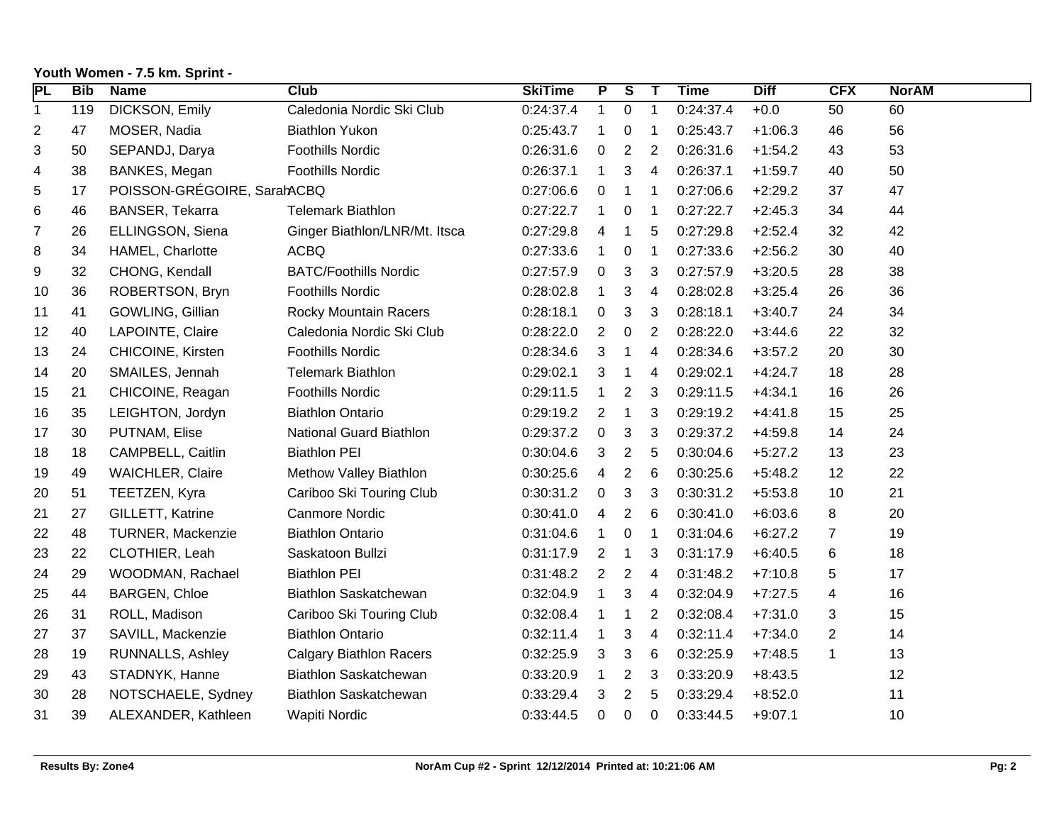**Youth Women - 7.5 km. Sprint -**

| PL | Bib | Name | Club | SkiTime | P | S | T | Time | Diff | CFX | NorAM |
|---|---|---|---|---|---|---|---|---|---|---|---|
| 1 | 119 | DICKSON, Emily | Caledonia Nordic Ski Club | 0:24:37.4 | 1 | 0 | 1 | 0:24:37.4 | +0.0 | 50 | 60 |
| 2 | 47 | MOSER, Nadia | Biathlon Yukon | 0:25:43.7 | 1 | 0 | 1 | 0:25:43.7 | +1:06.3 | 46 | 56 |
| 3 | 50 | SEPANDJ, Darya | Foothills Nordic | 0:26:31.6 | 0 | 2 | 2 | 0:26:31.6 | +1:54.2 | 43 | 53 |
| 4 | 38 | BANKES, Megan | Foothills Nordic | 0:26:37.1 | 1 | 3 | 4 | 0:26:37.1 | +1:59.7 | 40 | 50 |
| 5 | 17 | POISSON-GRÉGOIRE, Sarah | ACBQ | 0:27:06.6 | 0 | 1 | 1 | 0:27:06.6 | +2:29.2 | 37 | 47 |
| 6 | 46 | BANSER, Tekarra | Telemark Biathlon | 0:27:22.7 | 1 | 0 | 1 | 0:27:22.7 | +2:45.3 | 34 | 44 |
| 7 | 26 | ELLINGSON, Siena | Ginger Biathlon/LNR/Mt. Itsca | 0:27:29.8 | 4 | 1 | 5 | 0:27:29.8 | +2:52.4 | 32 | 42 |
| 8 | 34 | HAMEL, Charlotte | ACBQ | 0:27:33.6 | 1 | 0 | 1 | 0:27:33.6 | +2:56.2 | 30 | 40 |
| 9 | 32 | CHONG, Kendall | BATC/Foothills Nordic | 0:27:57.9 | 0 | 3 | 3 | 0:27:57.9 | +3:20.5 | 28 | 38 |
| 10 | 36 | ROBERTSON, Bryn | Foothills Nordic | 0:28:02.8 | 1 | 3 | 4 | 0:28:02.8 | +3:25.4 | 26 | 36 |
| 11 | 41 | GOWLING, Gillian | Rocky Mountain Racers | 0:28:18.1 | 0 | 3 | 3 | 0:28:18.1 | +3:40.7 | 24 | 34 |
| 12 | 40 | LAPOINTE, Claire | Caledonia Nordic Ski Club | 0:28:22.0 | 2 | 0 | 2 | 0:28:22.0 | +3:44.6 | 22 | 32 |
| 13 | 24 | CHICOINE, Kirsten | Foothills Nordic | 0:28:34.6 | 3 | 1 | 4 | 0:28:34.6 | +3:57.2 | 20 | 30 |
| 14 | 20 | SMAILES, Jennah | Telemark Biathlon | 0:29:02.1 | 3 | 1 | 4 | 0:29:02.1 | +4:24.7 | 18 | 28 |
| 15 | 21 | CHICOINE, Reagan | Foothills Nordic | 0:29:11.5 | 1 | 2 | 3 | 0:29:11.5 | +4:34.1 | 16 | 26 |
| 16 | 35 | LEIGHTON, Jordyn | Biathlon Ontario | 0:29:19.2 | 2 | 1 | 3 | 0:29:19.2 | +4:41.8 | 15 | 25 |
| 17 | 30 | PUTNAM, Elise | National Guard Biathlon | 0:29:37.2 | 0 | 3 | 3 | 0:29:37.2 | +4:59.8 | 14 | 24 |
| 18 | 18 | CAMPBELL, Caitlin | Biathlon PEI | 0:30:04.6 | 3 | 2 | 5 | 0:30:04.6 | +5:27.2 | 13 | 23 |
| 19 | 49 | WAICHLER, Claire | Methow Valley Biathlon | 0:30:25.6 | 4 | 2 | 6 | 0:30:25.6 | +5:48.2 | 12 | 22 |
| 20 | 51 | TEETZEN, Kyra | Cariboo Ski Touring Club | 0:30:31.2 | 0 | 3 | 3 | 0:30:31.2 | +5:53.8 | 10 | 21 |
| 21 | 27 | GILLETT, Katrine | Canmore Nordic | 0:30:41.0 | 4 | 2 | 6 | 0:30:41.0 | +6:03.6 | 8 | 20 |
| 22 | 48 | TURNER, Mackenzie | Biathlon Ontario | 0:31:04.6 | 1 | 0 | 1 | 0:31:04.6 | +6:27.2 | 7 | 19 |
| 23 | 22 | CLOTHIER, Leah | Saskatoon Bullzi | 0:31:17.9 | 2 | 1 | 3 | 0:31:17.9 | +6:40.5 | 6 | 18 |
| 24 | 29 | WOODMAN, Rachael | Biathlon PEI | 0:31:48.2 | 2 | 2 | 4 | 0:31:48.2 | +7:10.8 | 5 | 17 |
| 25 | 44 | BARGEN, Chloe | Biathlon Saskatchewan | 0:32:04.9 | 1 | 3 | 4 | 0:32:04.9 | +7:27.5 | 4 | 16 |
| 26 | 31 | ROLL, Madison | Cariboo Ski Touring Club | 0:32:08.4 | 1 | 1 | 2 | 0:32:08.4 | +7:31.0 | 3 | 15 |
| 27 | 37 | SAVILL, Mackenzie | Biathlon Ontario | 0:32:11.4 | 1 | 3 | 4 | 0:32:11.4 | +7:34.0 | 2 | 14 |
| 28 | 19 | RUNNALLS, Ashley | Calgary Biathlon Racers | 0:32:25.9 | 3 | 3 | 6 | 0:32:25.9 | +7:48.5 | 1 | 13 |
| 29 | 43 | STADNYK, Hanne | Biathlon Saskatchewan | 0:33:20.9 | 1 | 2 | 3 | 0:33:20.9 | +8:43.5 | | 12 |
| 30 | 28 | NOTSCHAELE, Sydney | Biathlon Saskatchewan | 0:33:29.4 | 3 | 2 | 5 | 0:33:29.4 | +8:52.0 | | 11 |
| 31 | 39 | ALEXANDER, Kathleen | Wapiti Nordic | 0:33:44.5 | 0 | 0 | 0 | 0:33:44.5 | +9:07.1 | | 10 |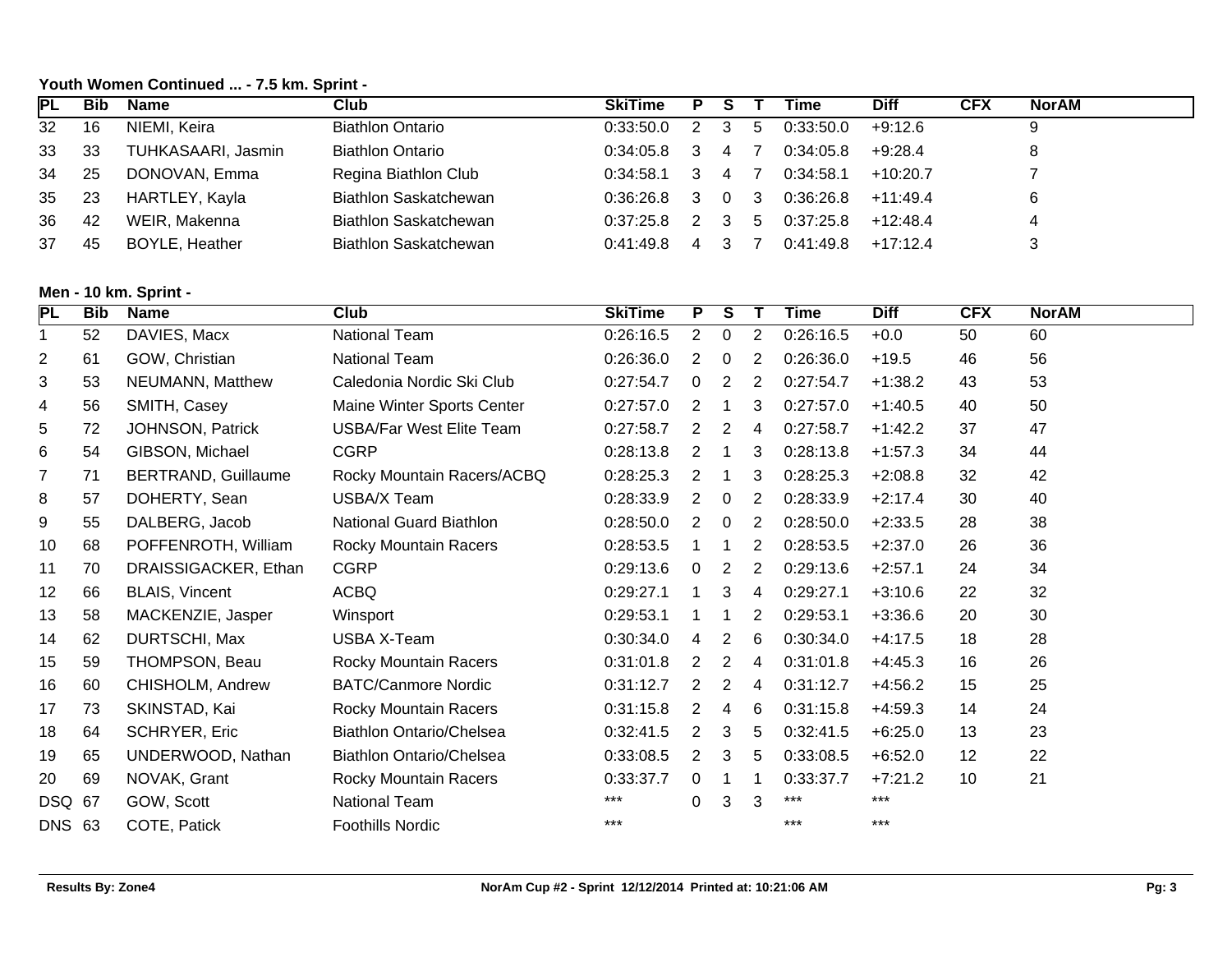### Youth Women Continued ... - 7.5 km. Sprint -

| PL | Bib | Name | Club | SkiTime | P | S | T | Time | Diff | CFX | NorAM |
|---|---|---|---|---|---|---|---|---|---|---|---|
| 32 | 16 | NIEMI, Keira | Biathlon Ontario | 0:33:50.0 | 2 | 3 | 5 | 0:33:50.0 | +9:12.6 | | 9 |
| 33 | 33 | TUHKASAARI, Jasmin | Biathlon Ontario | 0:34:05.8 | 3 | 4 | 7 | 0:34:05.8 | +9:28.4 | | 8 |
| 34 | 25 | DONOVAN, Emma | Regina Biathlon Club | 0:34:58.1 | 3 | 4 | 7 | 0:34:58.1 | +10:20.7 | | 7 |
| 35 | 23 | HARTLEY, Kayla | Biathlon Saskatchewan | 0:36:26.8 | 3 | 0 | 3 | 0:36:26.8 | +11:49.4 | | 6 |
| 36 | 42 | WEIR, Makenna | Biathlon Saskatchewan | 0:37:25.8 | 2 | 3 | 5 | 0:37:25.8 | +12:48.4 | | 4 |
| 37 | 45 | BOYLE, Heather | Biathlon Saskatchewan | 0:41:49.8 | 4 | 3 | 7 | 0:41:49.8 | +17:12.4 | | 3 |

### Men - 10 km. Sprint -

| PL | Bib | Name | Club | SkiTime | P | S | T | Time | Diff | CFX | NorAM |
|---|---|---|---|---|---|---|---|---|---|---|---|
| 1 | 52 | DAVIES, Macx | National Team | 0:26:16.5 | 2 | 0 | 2 | 0:26:16.5 | +0.0 | 50 | 60 |
| 2 | 61 | GOW, Christian | National Team | 0:26:36.0 | 2 | 0 | 2 | 0:26:36.0 | +19.5 | 46 | 56 |
| 3 | 53 | NEUMANN, Matthew | Caledonia Nordic Ski Club | 0:27:54.7 | 0 | 2 | 2 | 0:27:54.7 | +1:38.2 | 43 | 53 |
| 4 | 56 | SMITH, Casey | Maine Winter Sports Center | 0:27:57.0 | 2 | 1 | 3 | 0:27:57.0 | +1:40.5 | 40 | 50 |
| 5 | 72 | JOHNSON, Patrick | USBA/Far West Elite Team | 0:27:58.7 | 2 | 2 | 4 | 0:27:58.7 | +1:42.2 | 37 | 47 |
| 6 | 54 | GIBSON, Michael | CGRP | 0:28:13.8 | 2 | 1 | 3 | 0:28:13.8 | +1:57.3 | 34 | 44 |
| 7 | 71 | BERTRAND, Guillaume | Rocky Mountain Racers/ACBQ | 0:28:25.3 | 2 | 1 | 3 | 0:28:25.3 | +2:08.8 | 32 | 42 |
| 8 | 57 | DOHERTY, Sean | USBA/X Team | 0:28:33.9 | 2 | 0 | 2 | 0:28:33.9 | +2:17.4 | 30 | 40 |
| 9 | 55 | DALBERG, Jacob | National Guard Biathlon | 0:28:50.0 | 2 | 0 | 2 | 0:28:50.0 | +2:33.5 | 28 | 38 |
| 10 | 68 | POFFENROTH, William | Rocky Mountain Racers | 0:28:53.5 | 1 | 1 | 2 | 0:28:53.5 | +2:37.0 | 26 | 36 |
| 11 | 70 | DRAISSIGACKER, Ethan | CGRP | 0:29:13.6 | 0 | 2 | 2 | 0:29:13.6 | +2:57.1 | 24 | 34 |
| 12 | 66 | BLAIS, Vincent | ACBQ | 0:29:27.1 | 1 | 3 | 4 | 0:29:27.1 | +3:10.6 | 22 | 32 |
| 13 | 58 | MACKENZIE, Jasper | Winsport | 0:29:53.1 | 1 | 1 | 2 | 0:29:53.1 | +3:36.6 | 20 | 30 |
| 14 | 62 | DURTSCHI, Max | USBA X-Team | 0:30:34.0 | 4 | 2 | 6 | 0:30:34.0 | +4:17.5 | 18 | 28 |
| 15 | 59 | THOMPSON, Beau | Rocky Mountain Racers | 0:31:01.8 | 2 | 2 | 4 | 0:31:01.8 | +4:45.3 | 16 | 26 |
| 16 | 60 | CHISHOLM, Andrew | BATC/Canmore Nordic | 0:31:12.7 | 2 | 2 | 4 | 0:31:12.7 | +4:56.2 | 15 | 25 |
| 17 | 73 | SKINSTAD, Kai | Rocky Mountain Racers | 0:31:15.8 | 2 | 4 | 6 | 0:31:15.8 | +4:59.3 | 14 | 24 |
| 18 | 64 | SCHRYER, Eric | Biathlon Ontario/Chelsea | 0:32:41.5 | 2 | 3 | 5 | 0:32:41.5 | +6:25.0 | 13 | 23 |
| 19 | 65 | UNDERWOOD, Nathan | Biathlon Ontario/Chelsea | 0:33:08.5 | 2 | 3 | 5 | 0:33:08.5 | +6:52.0 | 12 | 22 |
| 20 | 69 | NOVAK, Grant | Rocky Mountain Racers | 0:33:37.7 | 0 | 1 | 1 | 0:33:37.7 | +7:21.2 | 10 | 21 |
| DSQ | 67 | GOW, Scott | National Team | *** | 0 | 3 | 3 | *** | *** | | |
| DNS | 63 | COTE, Patick | Foothills Nordic | *** | | | | *** | *** | | |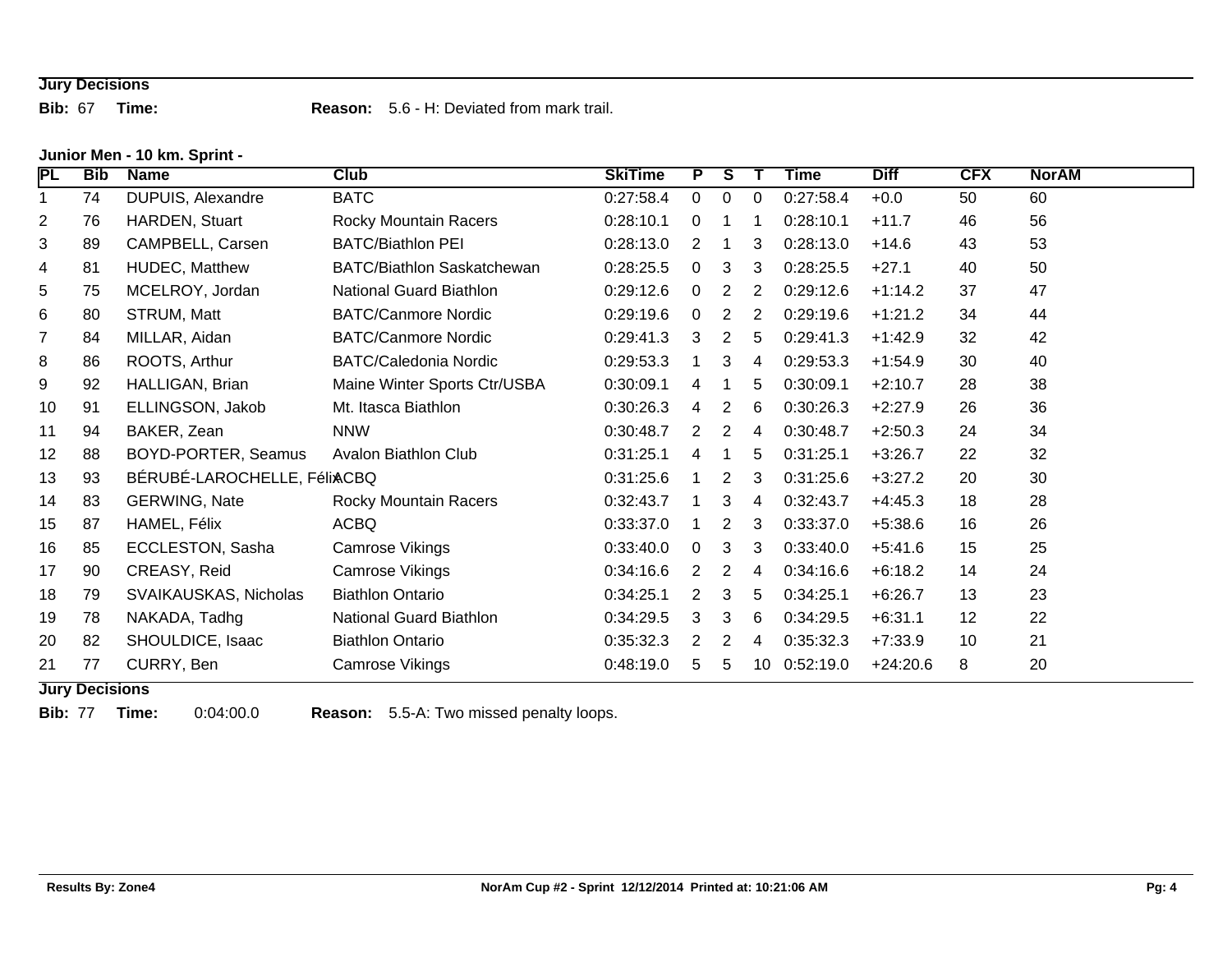**Jury Decisions**

**Bib:** 67 **Time:** **Reason:** 5.6 - H: Deviated from mark trail.

**Junior Men - 10 km. Sprint -**

| PL | Bib | Name | Club | SkiTime | P | S | T | Time | Diff | CFX | NorAM |
|---|---|---|---|---|---|---|---|---|---|---|---|
| 1 | 74 | DUPUIS, Alexandre | BATC | 0:27:58.4 | 0 | 0 | 0 | 0:27:58.4 | +0.0 | 50 | 60 |
| 2 | 76 | HARDEN, Stuart | Rocky Mountain Racers | 0:28:10.1 | 0 | 1 | 1 | 0:28:10.1 | +11.7 | 46 | 56 |
| 3 | 89 | CAMPBELL, Carsen | BATC/Biathlon PEI | 0:28:13.0 | 2 | 1 | 3 | 0:28:13.0 | +14.6 | 43 | 53 |
| 4 | 81 | HUDEC, Matthew | BATC/Biathlon Saskatchewan | 0:28:25.5 | 0 | 3 | 3 | 0:28:25.5 | +27.1 | 40 | 50 |
| 5 | 75 | MCELROY, Jordan | National Guard Biathlon | 0:29:12.6 | 0 | 2 | 2 | 0:29:12.6 | +1:14.2 | 37 | 47 |
| 6 | 80 | STRUM, Matt | BATC/Canmore Nordic | 0:29:19.6 | 0 | 2 | 2 | 0:29:19.6 | +1:21.2 | 34 | 44 |
| 7 | 84 | MILLAR, Aidan | BATC/Canmore Nordic | 0:29:41.3 | 3 | 2 | 5 | 0:29:41.3 | +1:42.9 | 32 | 42 |
| 8 | 86 | ROOTS, Arthur | BATC/Caledonia Nordic | 0:29:53.3 | 1 | 3 | 4 | 0:29:53.3 | +1:54.9 | 30 | 40 |
| 9 | 92 | HALLIGAN, Brian | Maine Winter Sports Ctr/USBA | 0:30:09.1 | 4 | 1 | 5 | 0:30:09.1 | +2:10.7 | 28 | 38 |
| 10 | 91 | ELLINGSON, Jakob | Mt. Itasca Biathlon | 0:30:26.3 | 4 | 2 | 6 | 0:30:26.3 | +2:27.9 | 26 | 36 |
| 11 | 94 | BAKER, Zean | NNW | 0:30:48.7 | 2 | 2 | 4 | 0:30:48.7 | +2:50.3 | 24 | 34 |
| 12 | 88 | BOYD-PORTER, Seamus | Avalon Biathlon Club | 0:31:25.1 | 4 | 1 | 5 | 0:31:25.1 | +3:26.7 | 22 | 32 |
| 13 | 93 | BÉRUBÉ-LAROCHELLE, Félix | ACBQ | 0:31:25.6 | 1 | 2 | 3 | 0:31:25.6 | +3:27.2 | 20 | 30 |
| 14 | 83 | GERWING, Nate | Rocky Mountain Racers | 0:32:43.7 | 1 | 3 | 4 | 0:32:43.7 | +4:45.3 | 18 | 28 |
| 15 | 87 | HAMEL, Félix | ACBQ | 0:33:37.0 | 1 | 2 | 3 | 0:33:37.0 | +5:38.6 | 16 | 26 |
| 16 | 85 | ECCLESTON, Sasha | Camrose Vikings | 0:33:40.0 | 0 | 3 | 3 | 0:33:40.0 | +5:41.6 | 15 | 25 |
| 17 | 90 | CREASY, Reid | Camrose Vikings | 0:34:16.6 | 2 | 2 | 4 | 0:34:16.6 | +6:18.2 | 14 | 24 |
| 18 | 79 | SVAIKAUSKAS, Nicholas | Biathlon Ontario | 0:34:25.1 | 2 | 3 | 5 | 0:34:25.1 | +6:26.7 | 13 | 23 |
| 19 | 78 | NAKADA, Tadhg | National Guard Biathlon | 0:34:29.5 | 3 | 3 | 6 | 0:34:29.5 | +6:31.1 | 12 | 22 |
| 20 | 82 | SHOULDICE, Isaac | Biathlon Ontario | 0:35:32.3 | 2 | 2 | 4 | 0:35:32.3 | +7:33.9 | 10 | 21 |
| 21 | 77 | CURRY, Ben | Camrose Vikings | 0:48:19.0 | 5 | 5 | 10 | 0:52:19.0 | +24:20.6 | 8 | 20 |

**Jury Decisions**

**Bib:** 77 **Time:** 0:04:00.0 **Reason:** 5.5-A: Two missed penalty loops.

**Results By: Zone4** **NorAm Cup #2 - Sprint 12/12/2014 Printed at: 10:21:06 AM**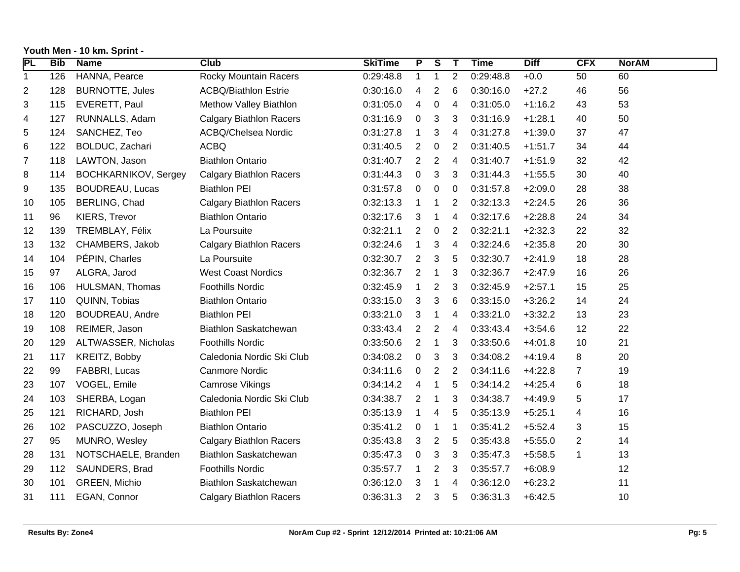**Youth Men - 10 km. Sprint -**

| PL | Bib | Name | Club | SkiTime | P | S | T | Time | Diff | CFX | NorAM |
|---|---|---|---|---|---|---|---|---|---|---|---|
| 1 | 126 | HANNA, Pearce | Rocky Mountain Racers | 0:29:48.8 | 1 | 1 | 2 | 0:29:48.8 | +0.0 | 50 | 60 |
| 2 | 128 | BURNOTTE, Jules | ACBQ/Biathlon Estrie | 0:30:16.0 | 4 | 2 | 6 | 0:30:16.0 | +27.2 | 46 | 56 |
| 3 | 115 | EVERETT, Paul | Methow Valley Biathlon | 0:31:05.0 | 4 | 0 | 4 | 0:31:05.0 | +1:16.2 | 43 | 53 |
| 4 | 127 | RUNNALLS, Adam | Calgary Biathlon Racers | 0:31:16.9 | 0 | 3 | 3 | 0:31:16.9 | +1:28.1 | 40 | 50 |
| 5 | 124 | SANCHEZ, Teo | ACBQ/Chelsea Nordic | 0:31:27.8 | 1 | 3 | 4 | 0:31:27.8 | +1:39.0 | 37 | 47 |
| 6 | 122 | BOLDUC, Zachari | ACBQ | 0:31:40.5 | 2 | 0 | 2 | 0:31:40.5 | +1:51.7 | 34 | 44 |
| 7 | 118 | LAWTON, Jason | Biathlon Ontario | 0:31:40.7 | 2 | 2 | 4 | 0:31:40.7 | +1:51.9 | 32 | 42 |
| 8 | 114 | BOCHKARNIKOV, Sergey | Calgary Biathlon Racers | 0:31:44.3 | 0 | 3 | 3 | 0:31:44.3 | +1:55.5 | 30 | 40 |
| 9 | 135 | BOUDREAU, Lucas | Biathlon PEI | 0:31:57.8 | 0 | 0 | 0 | 0:31:57.8 | +2:09.0 | 28 | 38 |
| 10 | 105 | BERLING, Chad | Calgary Biathlon Racers | 0:32:13.3 | 1 | 1 | 2 | 0:32:13.3 | +2:24.5 | 26 | 36 |
| 11 | 96 | KIERS, Trevor | Biathlon Ontario | 0:32:17.6 | 3 | 1 | 4 | 0:32:17.6 | +2:28.8 | 24 | 34 |
| 12 | 139 | TREMBLAY, Félix | La Poursuite | 0:32:21.1 | 2 | 0 | 2 | 0:32:21.1 | +2:32.3 | 22 | 32 |
| 13 | 132 | CHAMBERS, Jakob | Calgary Biathlon Racers | 0:32:24.6 | 1 | 3 | 4 | 0:32:24.6 | +2:35.8 | 20 | 30 |
| 14 | 104 | PÉPIN, Charles | La Poursuite | 0:32:30.7 | 2 | 3 | 5 | 0:32:30.7 | +2:41.9 | 18 | 28 |
| 15 | 97 | ALGRA, Jarod | West Coast Nordics | 0:32:36.7 | 2 | 1 | 3 | 0:32:36.7 | +2:47.9 | 16 | 26 |
| 16 | 106 | HULSMAN, Thomas | Foothills Nordic | 0:32:45.9 | 1 | 2 | 3 | 0:32:45.9 | +2:57.1 | 15 | 25 |
| 17 | 110 | QUINN, Tobias | Biathlon Ontario | 0:33:15.0 | 3 | 3 | 6 | 0:33:15.0 | +3:26.2 | 14 | 24 |
| 18 | 120 | BOUDREAU, Andre | Biathlon PEI | 0:33:21.0 | 3 | 1 | 4 | 0:33:21.0 | +3:32.2 | 13 | 23 |
| 19 | 108 | REIMER, Jason | Biathlon Saskatchewan | 0:33:43.4 | 2 | 2 | 4 | 0:33:43.4 | +3:54.6 | 12 | 22 |
| 20 | 129 | ALTWASSER, Nicholas | Foothills Nordic | 0:33:50.6 | 2 | 1 | 3 | 0:33:50.6 | +4:01.8 | 10 | 21 |
| 21 | 117 | KREITZ, Bobby | Caledonia Nordic Ski Club | 0:34:08.2 | 0 | 3 | 3 | 0:34:08.2 | +4:19.4 | 8 | 20 |
| 22 | 99 | FABBRI, Lucas | Canmore Nordic | 0:34:11.6 | 0 | 2 | 2 | 0:34:11.6 | +4:22.8 | 7 | 19 |
| 23 | 107 | VOGEL, Emile | Camrose Vikings | 0:34:14.2 | 4 | 1 | 5 | 0:34:14.2 | +4:25.4 | 6 | 18 |
| 24 | 103 | SHERBA, Logan | Caledonia Nordic Ski Club | 0:34:38.7 | 2 | 1 | 3 | 0:34:38.7 | +4:49.9 | 5 | 17 |
| 25 | 121 | RICHARD, Josh | Biathlon PEI | 0:35:13.9 | 1 | 4 | 5 | 0:35:13.9 | +5:25.1 | 4 | 16 |
| 26 | 102 | PASCUZZO, Joseph | Biathlon Ontario | 0:35:41.2 | 0 | 1 | 1 | 0:35:41.2 | +5:52.4 | 3 | 15 |
| 27 | 95 | MUNRO, Wesley | Calgary Biathlon Racers | 0:35:43.8 | 3 | 2 | 5 | 0:35:43.8 | +5:55.0 | 2 | 14 |
| 28 | 131 | NOTSCHAELE, Branden | Biathlon Saskatchewan | 0:35:47.3 | 0 | 3 | 3 | 0:35:47.3 | +5:58.5 | 1 | 13 |
| 29 | 112 | SAUNDERS, Brad | Foothills Nordic | 0:35:57.7 | 1 | 2 | 3 | 0:35:57.7 | +6:08.9 | | 12 |
| 30 | 101 | GREEN, Michio | Biathlon Saskatchewan | 0:36:12.0 | 3 | 1 | 4 | 0:36:12.0 | +6:23.2 | | 11 |
| 31 | 111 | EGAN, Connor | Calgary Biathlon Racers | 0:36:31.3 | 2 | 3 | 5 | 0:36:31.3 | +6:42.5 | | 10 |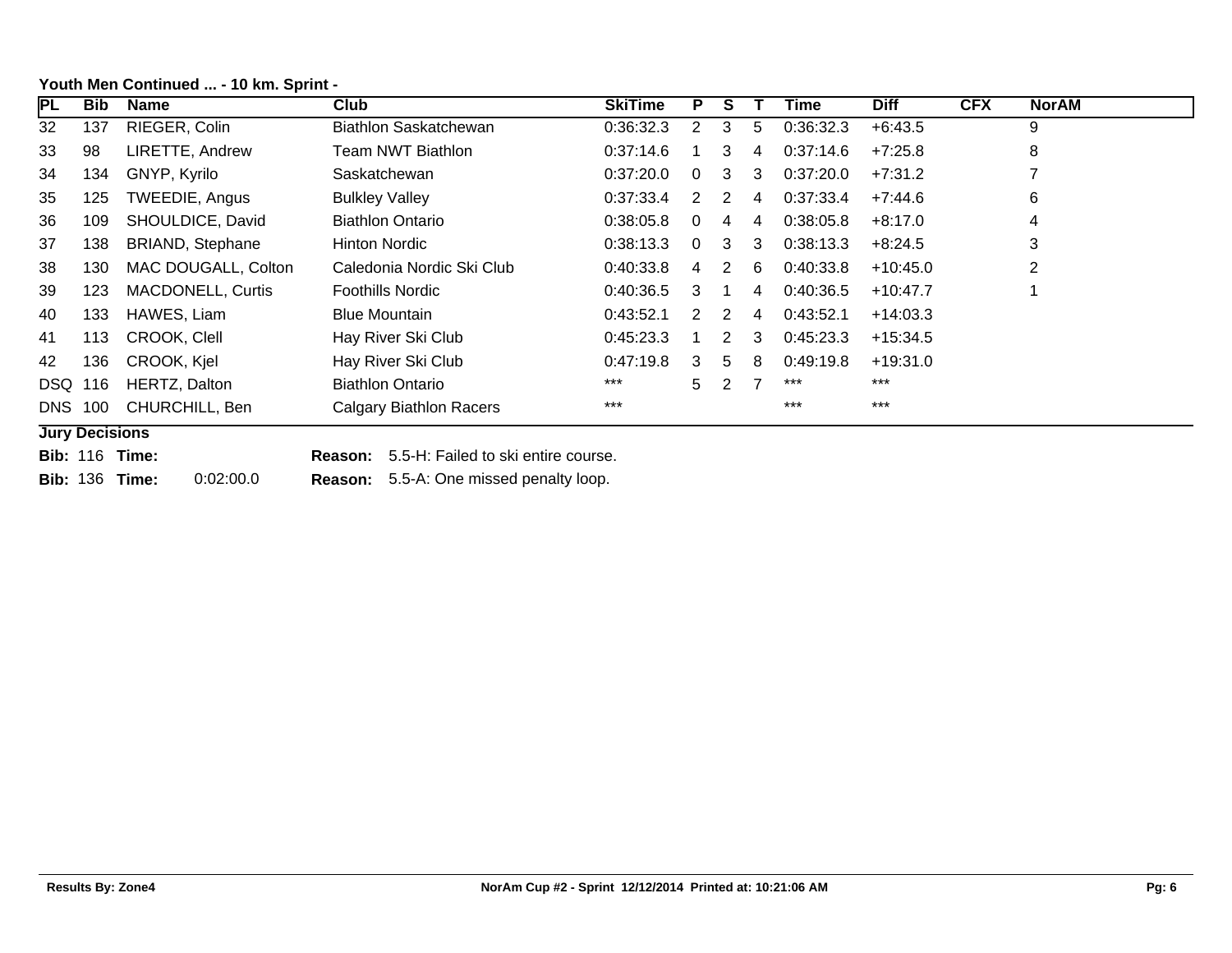**Youth Men Continued ... - 10 km. Sprint -**

| PL | Bib | Name | Club | SkiTime | P | S | T | Time | Diff | CFX | NorAM |
|---|---|---|---|---|---|---|---|---|---|---|---|
| 32 | 137 | RIEGER, Colin | Biathlon Saskatchewan | 0:36:32.3 | 2 | 3 | 5 | 0:36:32.3 | +6:43.5 | | 9 |
| 33 | 98 | LIRETTE, Andrew | Team NWT Biathlon | 0:37:14.6 | 1 | 3 | 4 | 0:37:14.6 | +7:25.8 | | 8 |
| 34 | 134 | GNYP, Kyrilo | Saskatchewan | 0:37:20.0 | 0 | 3 | 3 | 0:37:20.0 | +7:31.2 | | 7 |
| 35 | 125 | TWEEDIE, Angus | Bulkley Valley | 0:37:33.4 | 2 | 2 | 4 | 0:37:33.4 | +7:44.6 | | 6 |
| 36 | 109 | SHOULDICE, David | Biathlon Ontario | 0:38:05.8 | 0 | 4 | 4 | 0:38:05.8 | +8:17.0 | | 4 |
| 37 | 138 | BRIAND, Stephane | Hinton Nordic | 0:38:13.3 | 0 | 3 | 3 | 0:38:13.3 | +8:24.5 | | 3 |
| 38 | 130 | MAC DOUGALL, Colton | Caledonia Nordic Ski Club | 0:40:33.8 | 4 | 2 | 6 | 0:40:33.8 | +10:45.0 | | 2 |
| 39 | 123 | MACDONELL, Curtis | Foothills Nordic | 0:40:36.5 | 3 | 1 | 4 | 0:40:36.5 | +10:47.7 | | 1 |
| 40 | 133 | HAWES, Liam | Blue Mountain | 0:43:52.1 | 2 | 2 | 4 | 0:43:52.1 | +14:03.3 | | |
| 41 | 113 | CROOK, Clell | Hay River Ski Club | 0:45:23.3 | 1 | 2 | 3 | 0:45:23.3 | +15:34.5 | | |
| 42 | 136 | CROOK, Kjel | Hay River Ski Club | 0:47:19.8 | 3 | 5 | 8 | 0:49:19.8 | +19:31.0 | | |
| DSQ | 116 | HERTZ, Dalton | Biathlon Ontario | *** | 5 | 2 | 7 | *** | *** | | |
| DNS | 100 | CHURCHILL, Ben | Calgary Biathlon Racers | *** | | | | *** | *** | | |

**Jury Decisions**

**Bib:** 116 **Time:** **Reason:** 5.5-H: Failed to ski entire course.

**Bib:** 136 **Time:** 0:02:00.0 **Reason:** 5.5-A: One missed penalty loop.